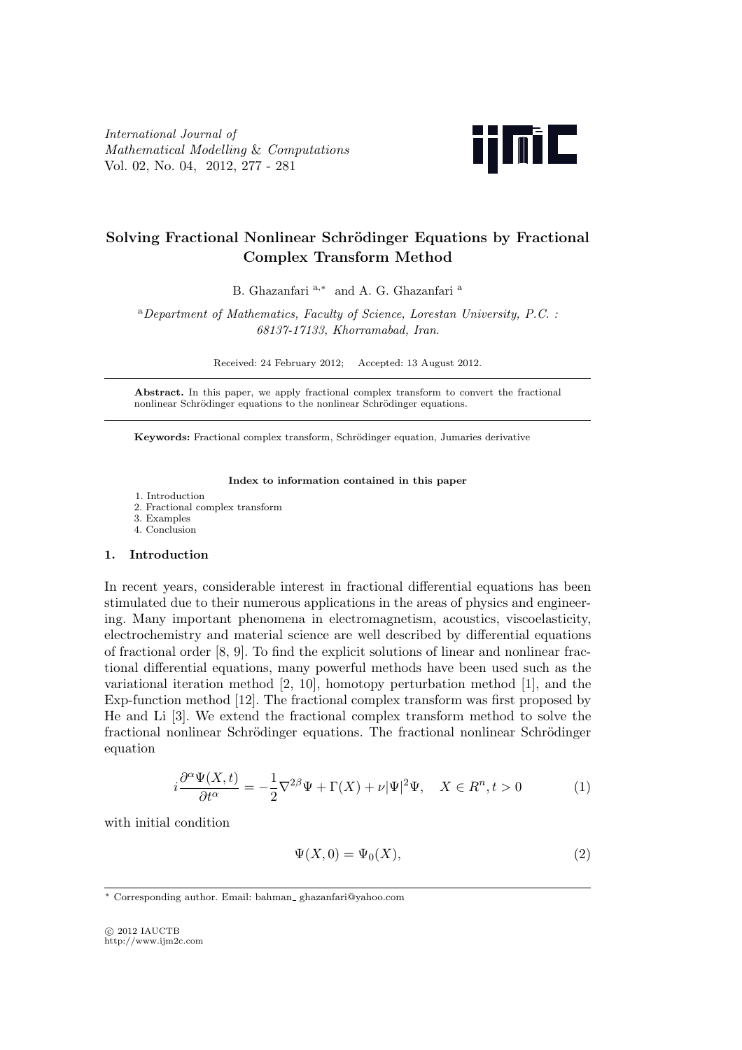# Solving Fractional Nonlinear Schrödinger Equations by Fractional Complex Transform Method

B. Ghazanfari [a,*] and A. G. Ghazanfari [a]

[a] *Department of Mathematics, Faculty of Science, Lorestan University, P.C. : 68137-17133, Khorramabad, Iran.*

Received: 24 February 2012; Accepted: 13 August 2012.

**Abstract.** In this paper, we apply fractional complex transform to convert the fractional nonlinear Schrödinger equations to the nonlinear Schrödinger equations.

**Keywords:** Fractional complex transform, Schrödinger equation, Jumaries derivative

**Index to information contained in this paper**

1. Introduction
2. Fractional complex transform
3. Examples
4. Conclusion

## 1. Introduction

In recent years, considerable interest in fractional differential equations has been stimulated due to their numerous applications in the areas of physics and engineering. Many important phenomena in electromagnetism, acoustics, viscoelasticity, electrochemistry and material science are well described by differential equations of fractional order [8, 9]. To find the explicit solutions of linear and nonlinear fractional differential equations, many powerful methods have been used such as the variational iteration method [2, 10], homotopy perturbation method [1], and the Exp-function method [12]. The fractional complex transform was first proposed by He and Li [3]. We extend the fractional complex transform method to solve the fractional nonlinear Schrödinger equations. The fractional nonlinear Schrödinger equation

$$i\frac{\partial^{\alpha}\Psi(X,t)}{\partial t^{\alpha}} = -\frac{1}{2}\nabla^{2\beta}\Psi + \Gamma(X) + \nu|\Psi|^{2}\Psi, \quad X \in R^{n}, t > 0 \tag{1}$$

with initial condition

$$\Psi(X,0) = \Psi_{0}(X), \tag{2}$$

* Corresponding author. Email: bahman_ ghazanfari@yahoo.com

© 2012 IAUCTB
http://www.ijm2c.com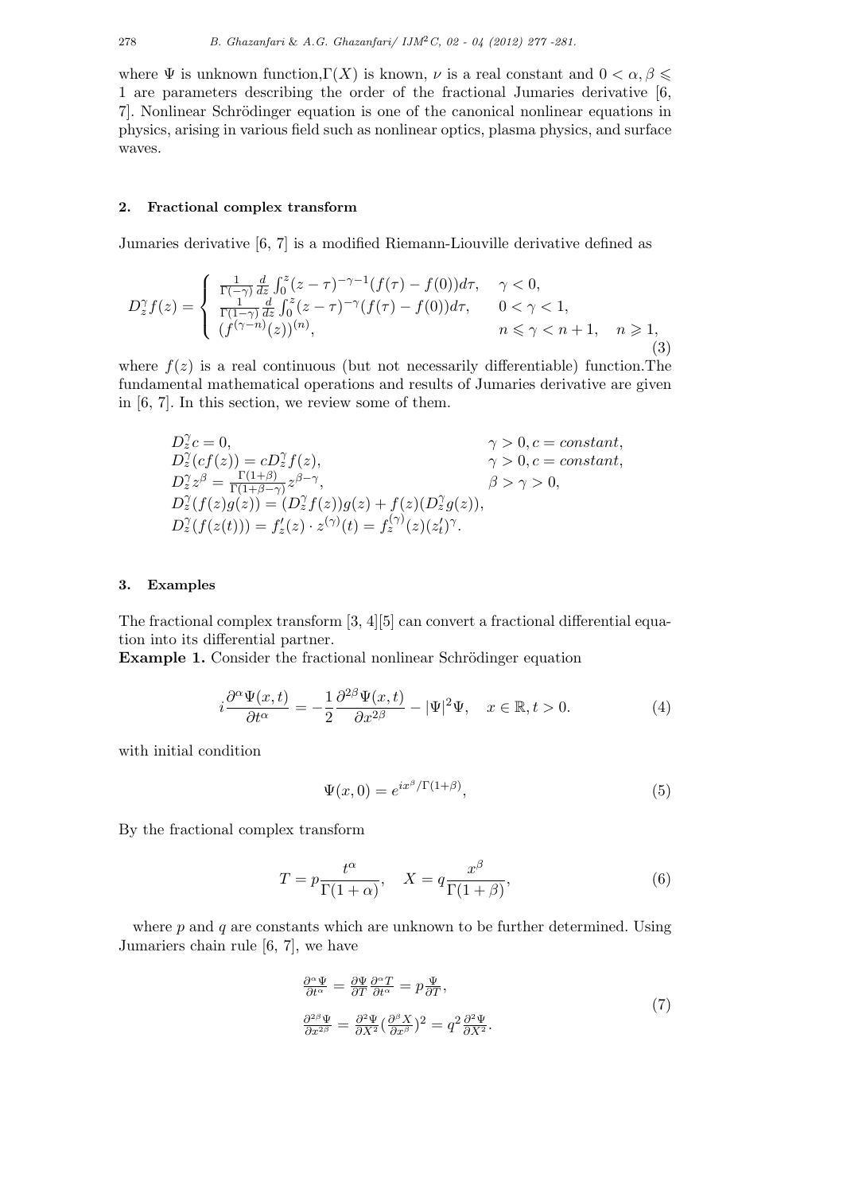where $\Psi$ is unknown function, $\Gamma(X)$ is known, $\nu$ is a real constant and $0 < \alpha, \beta \leqslant 1$ are parameters describing the order of the fractional Jumaries derivative [6, 7]. Nonlinear Schrödinger equation is one of the canonical nonlinear equations in physics, arising in various field such as nonlinear optics, plasma physics, and surface waves.

## 2. Fractional complex transform

Jumaries derivative [6, 7] is a modified Riemann-Liouville derivative defined as

$$D_z^{\gamma} f(z) = \begin{cases} \frac{1}{\Gamma(-\gamma)} \frac{d}{dz} \int_0^z (z-\tau)^{-\gamma-1}(f(\tau)-f(0))d\tau, & \gamma < 0, \\ \frac{1}{\Gamma(1-\gamma)} \frac{d}{dz} \int_0^z (z-\tau)^{-\gamma}(f(\tau)-f(0))d\tau, & 0 < \gamma < 1, \\ (f^{(\gamma-n)}(z))^{(n)}, & n \leqslant \gamma < n+1, \quad n \geqslant 1, \end{cases} \tag{3}$$

where $f(z)$ is a real continuous (but not necessarily differentiable) function. The fundamental mathematical operations and results of Jumaries derivative are given in [6, 7]. In this section, we review some of them.

$$\begin{array}{ll} D_z^{\gamma} c = 0, & \gamma > 0, c = constant, \\ D_z^{\gamma}(cf(z)) = cD_z^{\gamma} f(z), & \gamma > 0, c = constant, \\ D_z^{\gamma} z^{\beta} = \frac{\Gamma(1+\beta)}{\Gamma(1+\beta-\gamma)} z^{\beta-\gamma}, & \beta > \gamma > 0, \\ D_z^{\gamma}(f(z)g(z)) = (D_z^{\gamma} f(z))g(z) + f(z)(D_z^{\gamma} g(z)), & \\ D_z^{\gamma}(f(z(t))) = f_z'(z) \cdot z^{(\gamma)}(t) = f_z^{(\gamma)}(z)(z_t')^{\gamma}. & \end{array}$$

## 3. Examples

The fractional complex transform [3, 4][5] can convert a fractional differential equation into its differential partner.

**Example 1.** Consider the fractional nonlinear Schrödinger equation

$$i\frac{\partial^{\alpha}\Psi(x,t)}{\partial t^{\alpha}} = -\frac{1}{2}\frac{\partial^{2\beta}\Psi(x,t)}{\partial x^{2\beta}} - |\Psi|^2\Psi, \quad x \in \mathbb{R}, t > 0. \tag{4}$$

with initial condition

$$\Psi(x,0) = e^{ix^{\beta}/\Gamma(1+\beta)}, \tag{5}$$

By the fractional complex transform

$$T = p\frac{t^{\alpha}}{\Gamma(1+\alpha)}, \quad X = q\frac{x^{\beta}}{\Gamma(1+\beta)}, \tag{6}$$

where $p$ and $q$ are constants which are unknown to be further determined. Using Jumariers chain rule [6, 7], we have

$$\begin{array}{l} \frac{\partial^{\alpha}\Psi}{\partial t^{\alpha}} = \frac{\partial\Psi}{\partial T}\frac{\partial^{\alpha}T}{\partial t^{\alpha}} = p\frac{\Psi}{\partial T}, \\ \frac{\partial^{2\beta}\Psi}{\partial x^{2\beta}} = \frac{\partial^2\Psi}{\partial X^2}(\frac{\partial^{\beta}X}{\partial x^{\beta}})^2 = q^2\frac{\partial^2\Psi}{\partial X^2}. \end{array} \tag{7}$$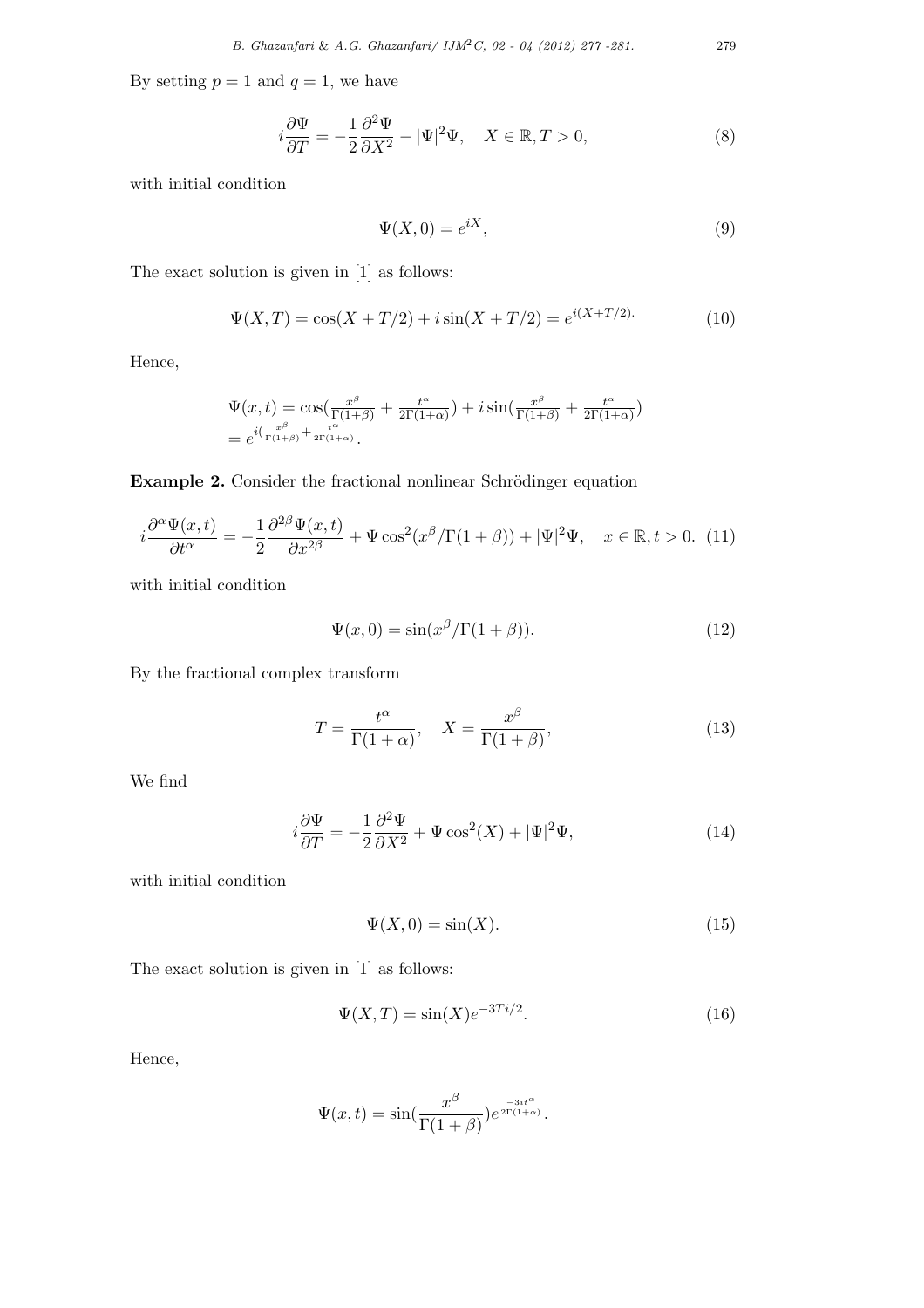By setting $p = 1$ and $q = 1$, we have

$$i\frac{\partial \Psi}{\partial T} = -\frac{1}{2}\frac{\partial^2 \Psi}{\partial X^2} - |\Psi|^2\Psi, \quad X \in \mathbb{R}, T > 0, \tag{8}$$

with initial condition

$$\Psi(X, 0) = e^{iX}, \tag{9}$$

The exact solution is given in [1] as follows:

$$\Psi(X, T) = \cos(X + T/2) + i\sin(X + T/2) = e^{i(X+T/2).} \tag{10}$$

Hence,

$$\Psi(x,t) = \cos(\tfrac{x^\beta}{\Gamma(1+\beta)} + \tfrac{t^\alpha}{2\Gamma(1+\alpha)}) + i\sin(\tfrac{x^\beta}{\Gamma(1+\beta)} + \tfrac{t^\alpha}{2\Gamma(1+\alpha)})$$
$$= e^{i(\frac{x^\beta}{\Gamma(1+\beta)} + \frac{t^\alpha}{2\Gamma(1+\alpha)})}.$$

**Example 2.** Consider the fractional nonlinear Schrödinger equation

$$i\frac{\partial^\alpha \Psi(x,t)}{\partial t^\alpha} = -\frac{1}{2}\frac{\partial^{2\beta}\Psi(x,t)}{\partial x^{2\beta}} + \Psi\cos^2(x^\beta/\Gamma(1+\beta)) + |\Psi|^2\Psi, \quad x \in \mathbb{R}, t > 0. \tag{11}$$

with initial condition

$$\Psi(x, 0) = \sin(x^\beta/\Gamma(1+\beta)). \tag{12}$$

By the fractional complex transform

$$T = \frac{t^\alpha}{\Gamma(1+\alpha)}, \quad X = \frac{x^\beta}{\Gamma(1+\beta)}, \tag{13}$$

We find

$$i\frac{\partial \Psi}{\partial T} = -\frac{1}{2}\frac{\partial^2 \Psi}{\partial X^2} + \Psi\cos^2(X) + |\Psi|^2\Psi, \tag{14}$$

with initial condition

$$\Psi(X, 0) = \sin(X). \tag{15}$$

The exact solution is given in [1] as follows:

$$\Psi(X, T) = \sin(X)e^{-3Ti/2}. \tag{16}$$

Hence,

$$\Psi(x,t) = \sin(\frac{x^\beta}{\Gamma(1+\beta)})e^{\frac{-3it^\alpha}{2\Gamma(1+\alpha)}}.$$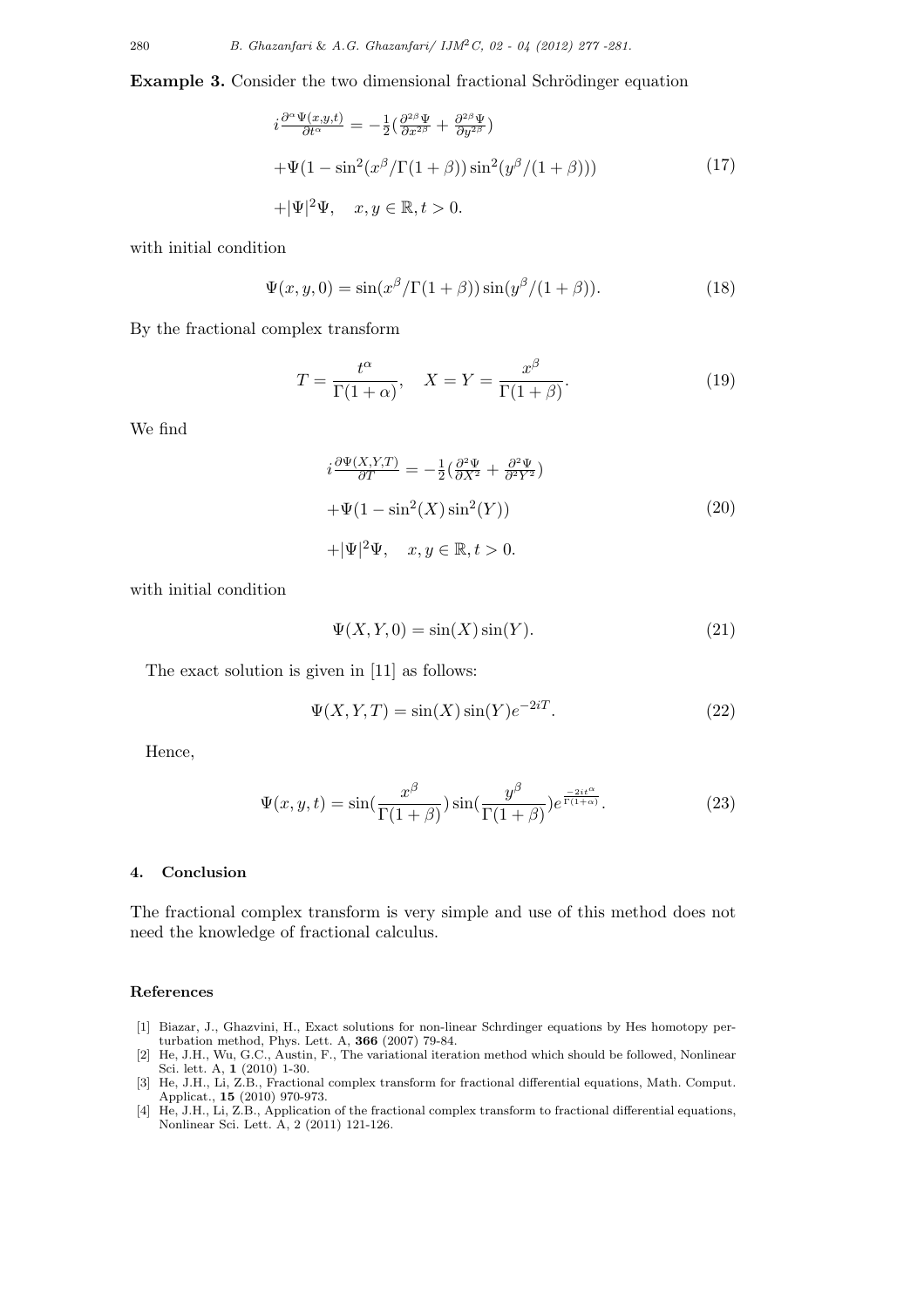**Example 3.** Consider the two dimensional fractional Schrödinger equation

$$
\begin{aligned}
&i\frac{\partial^{\alpha}\Psi(x,y,t)}{\partial t^{\alpha}} = -\frac{1}{2}\left(\frac{\partial^{2\beta}\Psi}{\partial x^{2\beta}} + \frac{\partial^{2\beta}\Psi}{\partial y^{2\beta}}\right) \\
&+\Psi(1 - \sin^2(x^{\beta}/\Gamma(1+\beta))\sin^2(y^{\beta}/(1+\beta))) \\
&+|\Psi|^2\Psi, \quad x, y \in \mathbb{R}, t > 0.
\end{aligned}
\tag{17}
$$

with initial condition

$$
\Psi(x, y, 0) = \sin(x^{\beta}/\Gamma(1+\beta))\sin(y^{\beta}/(1+\beta)). \tag{18}
$$

By the fractional complex transform

$$
T = \frac{t^{\alpha}}{\Gamma(1+\alpha)}, \quad X = Y = \frac{x^{\beta}}{\Gamma(1+\beta)}. \tag{19}
$$

We find

$$
\begin{aligned}
&i\frac{\partial\Psi(X,Y,T)}{\partial T} = -\frac{1}{2}\left(\frac{\partial^2\Psi}{\partial X^2} + \frac{\partial^2\Psi}{\partial^2 Y^2}\right) \\
&+\Psi(1 - \sin^2(X)\sin^2(Y)) \\
&+|\Psi|^2\Psi, \quad x, y \in \mathbb{R}, t > 0.
\end{aligned}
\tag{20}
$$

with initial condition

$$
\Psi(X, Y, 0) = \sin(X)\sin(Y). \tag{21}
$$

The exact solution is given in [11] as follows:

$$
\Psi(X, Y, T) = \sin(X)\sin(Y)e^{-2iT}. \tag{22}
$$

Hence,

$$
\Psi(x, y, t) = \sin\left(\frac{x^{\beta}}{\Gamma(1+\beta)}\right)\sin\left(\frac{y^{\beta}}{\Gamma(1+\beta)}\right)e^{\frac{-2it^{\alpha}}{\Gamma(1+\alpha)}}. \tag{23}
$$

## 4. Conclusion

The fractional complex transform is very simple and use of this method does not need the knowledge of fractional calculus.

## References

[1] Biazar, J., Ghazvini, H., Exact solutions for non-linear Schrdinger equations by Hes homotopy perturbation method, Phys. Lett. A, **366** (2007) 79-84.

[2] He, J.H., Wu, G.C., Austin, F., The variational iteration method which should be followed, Nonlinear Sci. lett. A, **1** (2010) 1-30.

[3] He, J.H., Li, Z.B., Fractional complex transform for fractional differential equations, Math. Comput. Applicat., **15** (2010) 970-973.

[4] He, J.H., Li, Z.B., Application of the fractional complex transform to fractional differential equations, Nonlinear Sci. Lett. A, 2 (2011) 121-126.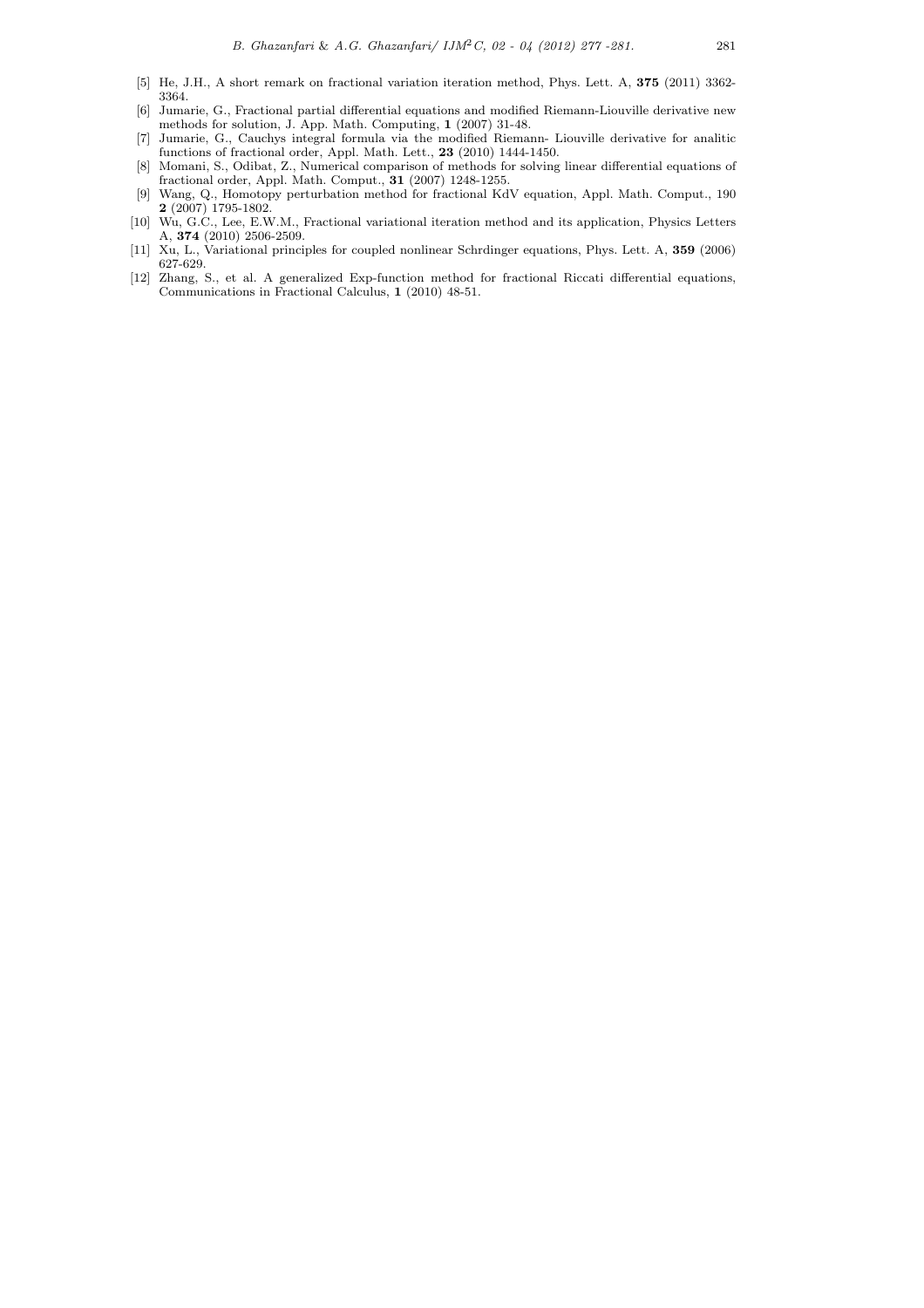[5] He, J.H., A short remark on fractional variation iteration method, Phys. Lett. A, **375** (2011) 3362-3364.

[6] Jumarie, G., Fractional partial differential equations and modified Riemann-Liouville derivative new methods for solution, J. App. Math. Computing, **1** (2007) 31-48.

[7] Jumarie, G., Cauchys integral formula via the modified Riemann- Liouville derivative for analitic functions of fractional order, Appl. Math. Lett., **23** (2010) 1444-1450.

[8] Momani, S., Odibat, Z., Numerical comparison of methods for solving linear differential equations of fractional order, Appl. Math. Comput., **31** (2007) 1248-1255.

[9] Wang, Q., Homotopy perturbation method for fractional KdV equation, Appl. Math. Comput., 190 **2** (2007) 1795-1802.

[10] Wu, G.C., Lee, E.W.M., Fractional variational iteration method and its application, Physics Letters A, **374** (2010) 2506-2509.

[11] Xu, L., Variational principles for coupled nonlinear Schrdinger equations, Phys. Lett. A, **359** (2006) 627-629.

[12] Zhang, S., et al. A generalized Exp-function method for fractional Riccati differential equations, Communications in Fractional Calculus, **1** (2010) 48-51.